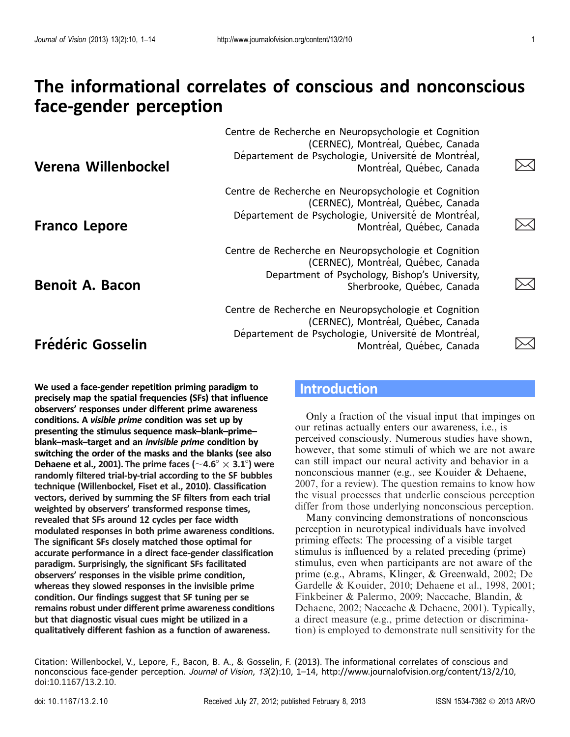# The informational correlates of conscious and nonconscious face-gender perception

**Verena Willenbockel**

Centre de Recherche en Neuropsychologie et Cognition (CERNEC), Montréal, Québec, Canada
Département de Psychologie, Université de Montréal, Montréal, Québec, Canada

**Franco Lepore**

Centre de Recherche en Neuropsychologie et Cognition (CERNEC), Montréal, Québec, Canada
Département de Psychologie, Université de Montréal, Montréal, Québec, Canada

**Benoit A. Bacon**

Centre de Recherche en Neuropsychologie et Cognition (CERNEC), Montréal, Québec, Canada
Department of Psychology, Bishop's University, Sherbrooke, Québec, Canada

**Frédéric Gosselin**

Centre de Recherche en Neuropsychologie et Cognition (CERNEC), Montréal, Québec, Canada
Département de Psychologie, Université de Montréal, Montréal, Québec, Canada

**We used a face-gender repetition priming paradigm to precisely map the spatial frequencies (SFs) that influence observers' responses under different prime awareness conditions. A *visible prime* condition was set up by presenting the stimulus sequence mask–blank–prime–blank–mask–target and an *invisible prime* condition by switching the order of the masks and the blanks (see also Dehaene et al., 2001). The prime faces (~4.6° × 3.1°) were randomly filtered trial-by-trial according to the SF bubbles technique (Willenbockel, Fiset et al., 2010). Classification vectors, derived by summing the SF filters from each trial weighted by observers' transformed response times, revealed that SFs around 12 cycles per face width modulated responses in both prime awareness conditions. The significant SFs closely matched those optimal for accurate performance in a direct face-gender classification paradigm. Surprisingly, the significant SFs facilitated observers' responses in the visible prime condition, whereas they slowed responses in the invisible prime condition. Our findings suggest that SF tuning per se remains robust under different prime awareness conditions but that diagnostic visual cues might be utilized in a qualitatively different fashion as a function of awareness.**

## Introduction

Only a fraction of the visual input that impinges on our retinas actually enters our awareness, i.e., is perceived consciously. Numerous studies have shown, however, that some stimuli of which we are not aware can still impact our neural activity and behavior in a nonconscious manner (e.g., see Kouider & Dehaene, 2007, for a review). The question remains to know how the visual processes that underlie conscious perception differ from those underlying nonconscious perception.

Many convincing demonstrations of nonconscious perception in neurotypical individuals have involved priming effects: The processing of a visible target stimulus is influenced by a related preceding (prime) stimulus, even when participants are not aware of the prime (e.g., Abrams, Klinger, & Greenwald, 2002; De Gardelle & Kouider, 2010; Dehaene et al., 1998, 2001; Finkbeiner & Palermo, 2009; Naccache, Blandin, & Dehaene, 2002; Naccache & Dehaene, 2001). Typically, a direct measure (e.g., prime detection or discrimination) is employed to demonstrate null sensitivity for the

Citation: Willenbockel, V., Lepore, F., Bacon, B. A., & Gosselin, F. (2013). The informational correlates of conscious and nonconscious face-gender perception. *Journal of Vision*, *13*(2):10, 1–14, http://www.journalofvision.org/content/13/2/10, doi:10.1167/13.2.10.

Received July 27, 2012; published February 8, 2013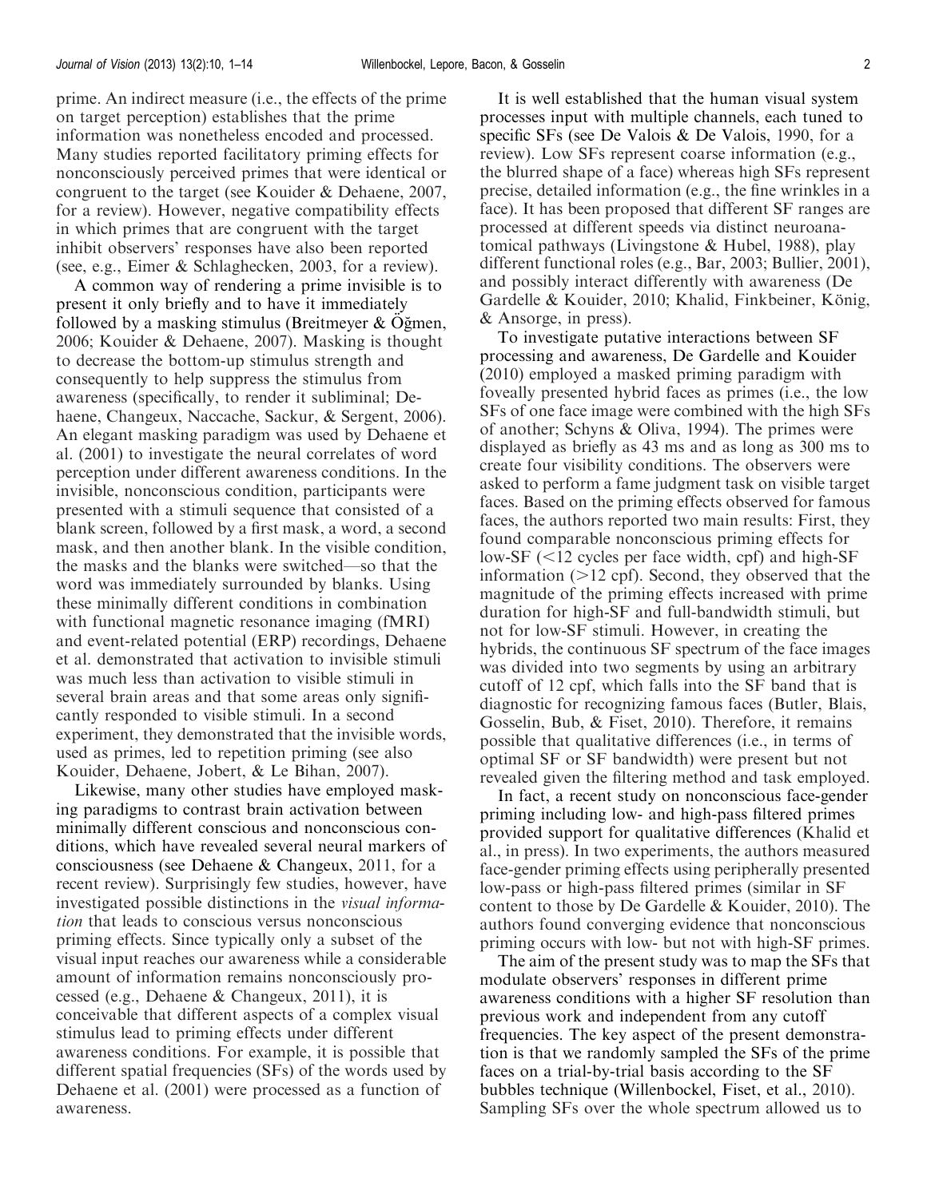prime. An indirect measure (i.e., the effects of the prime on target perception) establishes that the prime information was nonetheless encoded and processed. Many studies reported facilitatory priming effects for nonconsciously perceived primes that were identical or congruent to the target (see Kouider & Dehaene, 2007, for a review). However, negative compatibility effects in which primes that are congruent with the target inhibit observers' responses have also been reported (see, e.g., Eimer & Schlaghecken, 2003, for a review).

A common way of rendering a prime invisible is to present it only briefly and to have it immediately followed by a masking stimulus (Breitmeyer & Öğmen, 2006; Kouider & Dehaene, 2007). Masking is thought to decrease the bottom-up stimulus strength and consequently to help suppress the stimulus from awareness (specifically, to render it subliminal; Dehaene, Changeux, Naccache, Sackur, & Sergent, 2006). An elegant masking paradigm was used by Dehaene et al. (2001) to investigate the neural correlates of word perception under different awareness conditions. In the invisible, nonconscious condition, participants were presented with a stimuli sequence that consisted of a blank screen, followed by a first mask, a word, a second mask, and then another blank. In the visible condition, the masks and the blanks were switched—so that the word was immediately surrounded by blanks. Using these minimally different conditions in combination with functional magnetic resonance imaging (fMRI) and event-related potential (ERP) recordings, Dehaene et al. demonstrated that activation to invisible stimuli was much less than activation to visible stimuli in several brain areas and that some areas only significantly responded to visible stimuli. In a second experiment, they demonstrated that the invisible words, used as primes, led to repetition priming (see also Kouider, Dehaene, Jobert, & Le Bihan, 2007).

Likewise, many other studies have employed masking paradigms to contrast brain activation between minimally different conscious and nonconscious conditions, which have revealed several neural markers of consciousness (see Dehaene & Changeux, 2011, for a recent review). Surprisingly few studies, however, have investigated possible distinctions in the *visual information* that leads to conscious versus nonconscious priming effects. Since typically only a subset of the visual input reaches our awareness while a considerable amount of information remains nonconsciously processed (e.g., Dehaene & Changeux, 2011), it is conceivable that different aspects of a complex visual stimulus lead to priming effects under different awareness conditions. For example, it is possible that different spatial frequencies (SFs) of the words used by Dehaene et al. (2001) were processed as a function of awareness.

It is well established that the human visual system processes input with multiple channels, each tuned to specific SFs (see De Valois & De Valois, 1990, for a review). Low SFs represent coarse information (e.g., the blurred shape of a face) whereas high SFs represent precise, detailed information (e.g., the fine wrinkles in a face). It has been proposed that different SF ranges are processed at different speeds via distinct neuroanatomical pathways (Livingstone & Hubel, 1988), play different functional roles (e.g., Bar, 2003; Bullier, 2001), and possibly interact differently with awareness (De Gardelle & Kouider, 2010; Khalid, Finkbeiner, König, & Ansorge, in press).

To investigate putative interactions between SF processing and awareness, De Gardelle and Kouider (2010) employed a masked priming paradigm with foveally presented hybrid faces as primes (i.e., the low SFs of one face image were combined with the high SFs of another; Schyns & Oliva, 1994). The primes were displayed as briefly as 43 ms and as long as 300 ms to create four visibility conditions. The observers were asked to perform a fame judgment task on visible target faces. Based on the priming effects observed for famous faces, the authors reported two main results: First, they found comparable nonconscious priming effects for low-SF (<12 cycles per face width, cpf) and high-SF information (>12 cpf). Second, they observed that the magnitude of the priming effects increased with prime duration for high-SF and full-bandwidth stimuli, but not for low-SF stimuli. However, in creating the hybrids, the continuous SF spectrum of the face images was divided into two segments by using an arbitrary cutoff of 12 cpf, which falls into the SF band that is diagnostic for recognizing famous faces (Butler, Blais, Gosselin, Bub, & Fiset, 2010). Therefore, it remains possible that qualitative differences (i.e., in terms of optimal SF or SF bandwidth) were present but not revealed given the filtering method and task employed.

In fact, a recent study on nonconscious face-gender priming including low- and high-pass filtered primes provided support for qualitative differences (Khalid et al., in press). In two experiments, the authors measured face-gender priming effects using peripherally presented low-pass or high-pass filtered primes (similar in SF content to those by De Gardelle & Kouider, 2010). The authors found converging evidence that nonconscious priming occurs with low- but not with high-SF primes.

The aim of the present study was to map the SFs that modulate observers' responses in different prime awareness conditions with a higher SF resolution than previous work and independent from any cutoff frequencies. The key aspect of the present demonstration is that we randomly sampled the SFs of the prime faces on a trial-by-trial basis according to the SF bubbles technique (Willenbockel, Fiset, et al., 2010). Sampling SFs over the whole spectrum allowed us to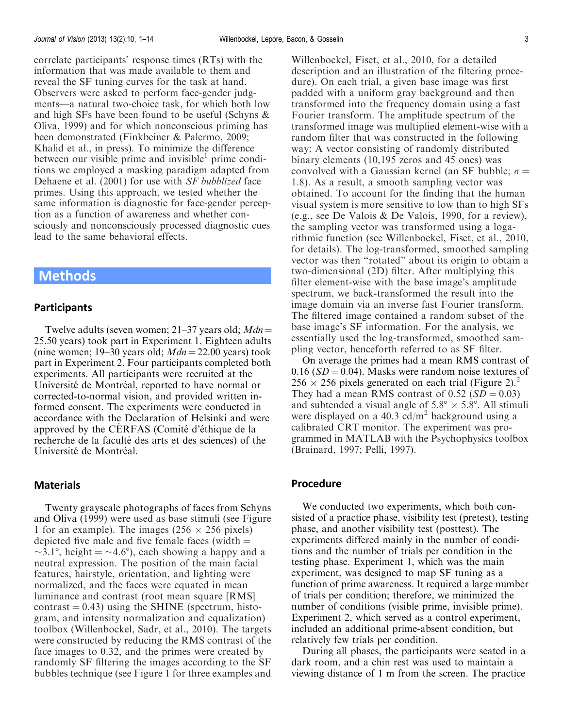correlate participants' response times (RTs) with the information that was made available to them and reveal the SF tuning curves for the task at hand. Observers were asked to perform face-gender judgments—a natural two-choice task, for which both low and high SFs have been found to be useful (Schyns & Oliva, 1999) and for which nonconscious priming has been demonstrated (Finkbeiner & Palermo, 2009; Khalid et al., in press). To minimize the difference between our visible prime and invisible[1] prime conditions we employed a masking paradigm adapted from Dehaene et al. (2001) for use with *SF bubblized* face primes. Using this approach, we tested whether the same information is diagnostic for face-gender perception as a function of awareness and whether consciously and nonconsciously processed diagnostic cues lead to the same behavioral effects.

# Methods

## Participants

Twelve adults (seven women; 21–37 years old; $Mdn = 25.50$ years) took part in Experiment 1. Eighteen adults (nine women; 19–30 years old; $Mdn = 22.00$ years) took part in Experiment 2. Four participants completed both experiments. All participants were recruited at the Université de Montréal, reported to have normal or corrected-to-normal vision, and provided written informed consent. The experiments were conducted in accordance with the Declaration of Helsinki and were approved by the CÉRFAS (Comité d'éthique de la recherche de la faculté des arts et des sciences) of the Université de Montréal.

## Materials

Twenty grayscale photographs of faces from Schyns and Oliva (1999) were used as base stimuli (see Figure 1 for an example). The images (256 × 256 pixels) depicted five male and five female faces (width = ~3.1°, height = ~4.6°), each showing a happy and a neutral expression. The position of the main facial features, hairstyle, orientation, and lighting were normalized, and the faces were equated in mean luminance and contrast (root mean square [RMS] contrast = 0.43) using the SHINE (spectrum, histogram, and intensity normalization and equalization) toolbox (Willenbockel, Sadr, et al., 2010). The targets were constructed by reducing the RMS contrast of the face images to 0.32, and the primes were created by randomly SF filtering the images according to the SF bubbles technique (see Figure 1 for three examples and Willenbockel, Fiset, et al., 2010, for a detailed description and an illustration of the filtering procedure). On each trial, a given base image was first padded with a uniform gray background and then transformed into the frequency domain using a fast Fourier transform. The amplitude spectrum of the transformed image was multiplied element-wise with a random filter that was constructed in the following way: A vector consisting of randomly distributed binary elements (10,195 zeros and 45 ones) was convolved with a Gaussian kernel (an SF bubble; $\sigma = 1.8$). As a result, a smooth sampling vector was obtained. To account for the finding that the human visual system is more sensitive to low than to high SFs (e.g., see De Valois & De Valois, 1990, for a review), the sampling vector was transformed using a logarithmic function (see Willenbockel, Fiset, et al., 2010, for details). The log-transformed, smoothed sampling vector was then "rotated" about its origin to obtain a two-dimensional (2D) filter. After multiplying this filter element-wise with the base image's amplitude spectrum, we back-transformed the result into the image domain via an inverse fast Fourier transform. The filtered image contained a random subset of the base image's SF information. For the analysis, we essentially used the log-transformed, smoothed sampling vector, henceforth referred to as SF filter.

On average the primes had a mean RMS contrast of 0.16 ($SD = 0.04$). Masks were random noise textures of 256 × 256 pixels generated on each trial (Figure 2).[2] They had a mean RMS contrast of 0.52 ($SD = 0.03$) and subtended a visual angle of 5.8° × 5.8°. All stimuli were displayed on a 40.3 cd/m$^2$ background using a calibrated CRT monitor. The experiment was programmed in MATLAB with the Psychophysics toolbox (Brainard, 1997; Pelli, 1997).

## Procedure

We conducted two experiments, which both consisted of a practice phase, visibility test (pretest), testing phase, and another visibility test (posttest). The experiments differed mainly in the number of conditions and the number of trials per condition in the testing phase. Experiment 1, which was the main experiment, was designed to map SF tuning as a function of prime awareness. It required a large number of trials per condition; therefore, we minimized the number of conditions (visible prime, invisible prime). Experiment 2, which served as a control experiment, included an additional prime-absent condition, but relatively few trials per condition.

During all phases, the participants were seated in a dark room, and a chin rest was used to maintain a viewing distance of 1 m from the screen. The practice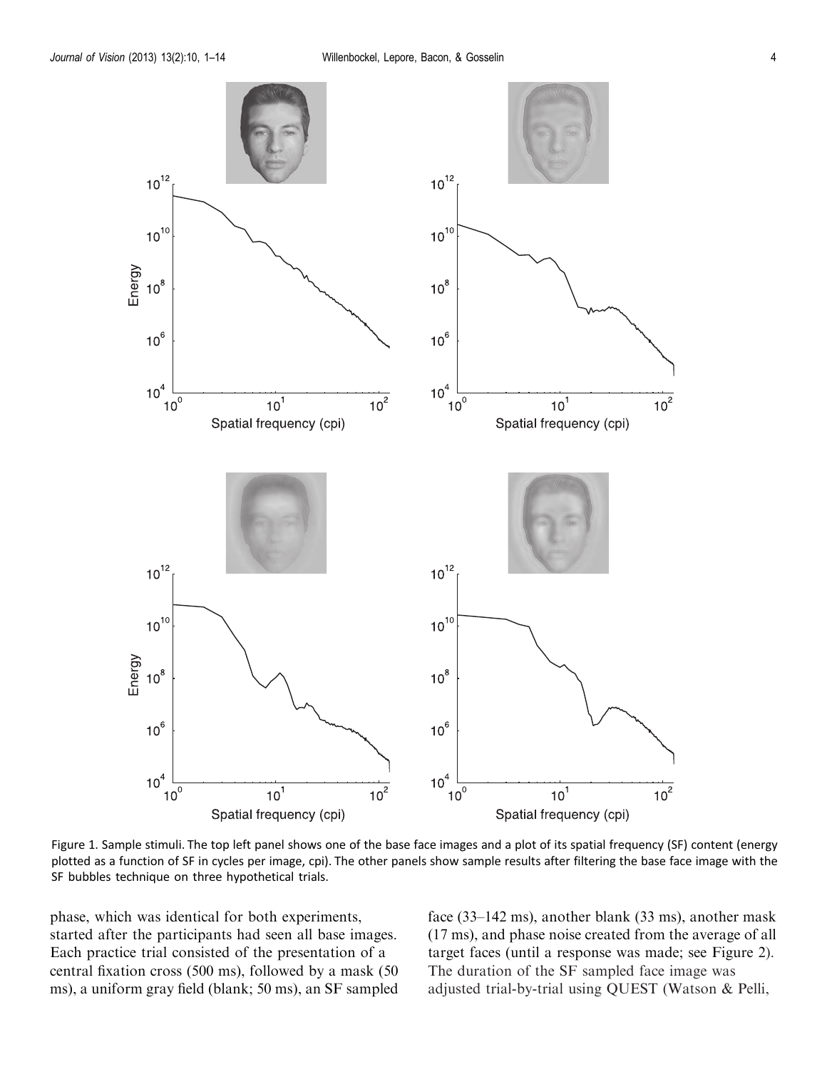Figure 1. Sample stimuli. The top left panel shows one of the base face images and a plot of its spatial frequency (SF) content (energy plotted as a function of SF in cycles per image, cpi). The other panels show sample results after filtering the base face image with the SF bubbles technique on three hypothetical trials.

phase, which was identical for both experiments, started after the participants had seen all base images. Each practice trial consisted of the presentation of a central fixation cross (500 ms), followed by a mask (50 ms), a uniform gray field (blank; 50 ms), an SF sampled face (33–142 ms), another blank (33 ms), another mask (17 ms), and phase noise created from the average of all target faces (until a response was made; see Figure 2). The duration of the SF sampled face image was adjusted trial-by-trial using QUEST (Watson & Pelli,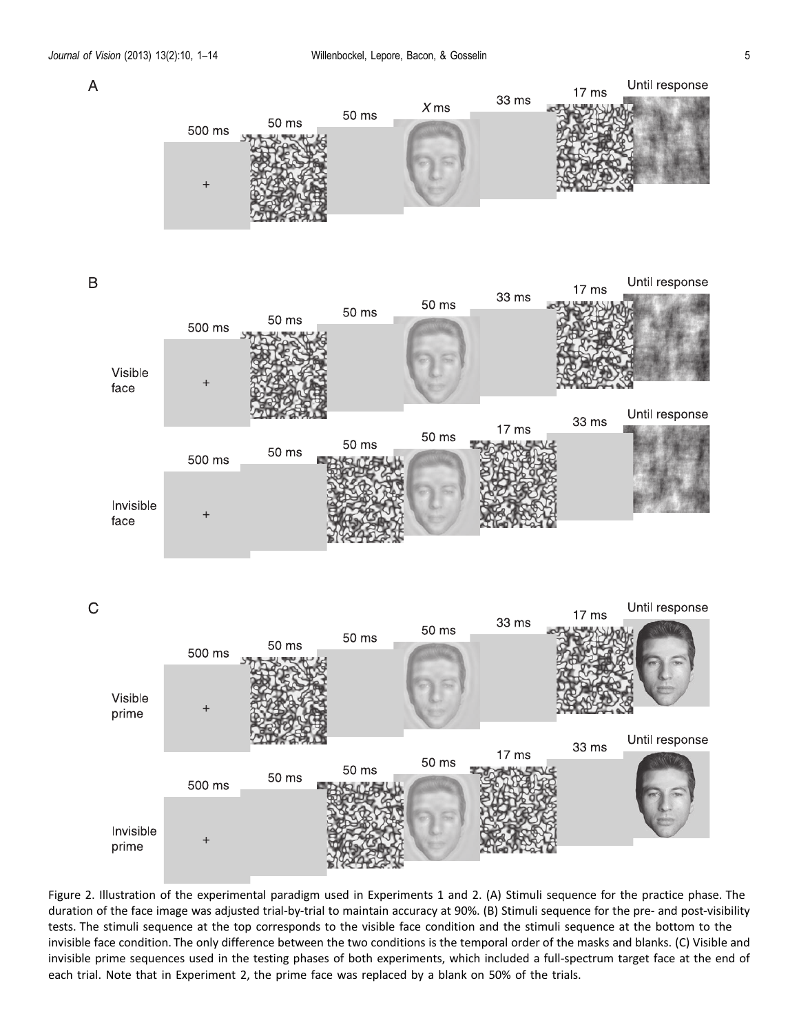Figure 2. Illustration of the experimental paradigm used in Experiments 1 and 2. (A) Stimuli sequence for the practice phase. The duration of the face image was adjusted trial-by-trial to maintain accuracy at 90%. (B) Stimuli sequence for the pre- and post-visibility tests. The stimuli sequence at the top corresponds to the visible face condition and the stimuli sequence at the bottom to the invisible face condition. The only difference between the two conditions is the temporal order of the masks and blanks. (C) Visible and invisible prime sequences used in the testing phases of both experiments, which included a full-spectrum target face at the end of each trial. Note that in Experiment 2, the prime face was replaced by a blank on 50% of the trials.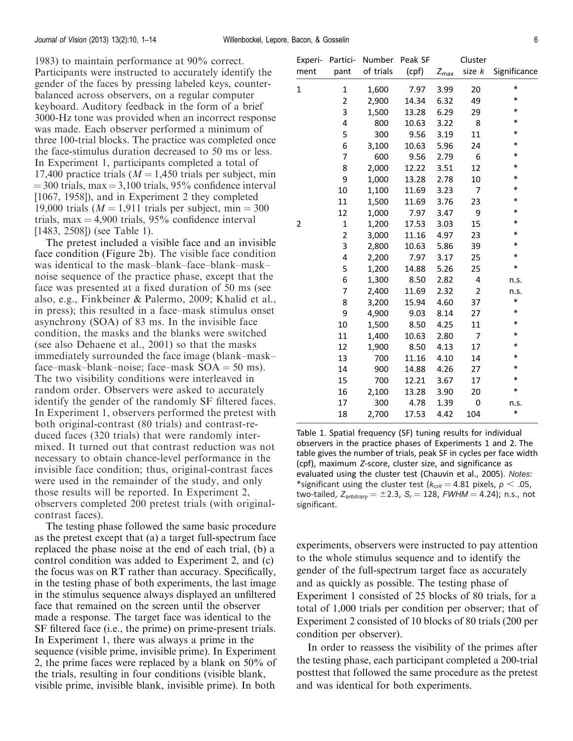1983) to maintain performance at 90% correct. Participants were instructed to accurately identify the gender of the faces by pressing labeled keys, counterbalanced across observers, on a regular computer keyboard. Auditory feedback in the form of a brief 3000-Hz tone was provided when an incorrect response was made. Each observer performed a minimum of three 100-trial blocks. The practice was completed once the face-stimulus duration decreased to 50 ms or less. In Experiment 1, participants completed a total of 17,400 practice trials ($M = 1{,}450$ trials per subject, min $= 300$ trials, max $= 3{,}100$ trials, 95% confidence interval [1067, 1958]), and in Experiment 2 they completed 19,000 trials ($M = 1{,}911$ trials per subject, min $= 300$ trials, max $= 4{,}900$ trials, 95% confidence interval [1483, 2508]) (see Table 1).

The pretest included a visible face and an invisible face condition (Figure 2b). The visible face condition was identical to the mask–blank–face–blank–mask–noise sequence of the practice phase, except that the face was presented at a fixed duration of 50 ms (see also, e.g., Finkbeiner & Palermo, 2009; Khalid et al., in press); this resulted in a face–mask stimulus onset asynchrony (SOA) of 83 ms. In the invisible face condition, the masks and the blanks were switched (see also Dehaene et al., 2001) so that the masks immediately surrounded the face image (blank–mask–face–mask–blank–noise; face–mask SOA = 50 ms). The two visibility conditions were interleaved in random order. Observers were asked to accurately identify the gender of the randomly SF filtered faces. In Experiment 1, observers performed the pretest with both original-contrast (80 trials) and contrast-reduced faces (320 trials) that were randomly intermixed. It turned out that contrast reduction was not necessary to obtain chance-level performance in the invisible face condition; thus, original-contrast faces were used in the remainder of the study, and only those results will be reported. In Experiment 2, observers completed 200 pretest trials (with original-contrast faces).

The testing phase followed the same basic procedure as the pretest except that (a) a target full-spectrum face replaced the phase noise at the end of each trial, (b) a control condition was added to Experiment 2, and (c) the focus was on RT rather than accuracy. Specifically, in the testing phase of both experiments, the last image in the stimulus sequence always displayed an unfiltered face that remained on the screen until the observer made a response. The target face was identical to the SF filtered face (i.e., the prime) on prime-present trials. In Experiment 1, there was always a prime in the sequence (visible prime, invisible prime). In Experiment 2, the prime faces were replaced by a blank on 50% of the trials, resulting in four conditions (visible blank, visible prime, invisible blank, invisible prime). In both experiments, observers were instructed to pay attention to the whole stimulus sequence and to identify the gender of the full-spectrum target face as accurately and as quickly as possible. The testing phase of Experiment 1 consisted of 25 blocks of 80 trials, for a total of 1,000 trials per condition per observer; that of Experiment 2 consisted of 10 blocks of 80 trials (200 per condition per observer).

In order to reassess the visibility of the primes after the testing phase, each participant completed a 200-trial posttest that followed the same procedure as the pretest and was identical for both experiments.

| Experiment | Participant | Number of trials | Peak SF (cpf) | $Z_{max}$ | Cluster size $k$ | Significance |
|---|---|---|---|---|---|---|
| 1 | 1 | 1,600 | 7.97 | 3.99 | 20 | * |
| | 2 | 2,900 | 14.34 | 6.32 | 49 | * |
| | 3 | 1,500 | 13.28 | 6.29 | 29 | * |
| | 4 | 800 | 10.63 | 3.22 | 8 | * |
| | 5 | 300 | 9.56 | 3.19 | 11 | * |
| | 6 | 3,100 | 10.63 | 5.96 | 24 | * |
| | 7 | 600 | 9.56 | 2.79 | 6 | * |
| | 8 | 2,000 | 12.22 | 3.51 | 12 | * |
| | 9 | 1,000 | 13.28 | 2.78 | 10 | * |
| | 10 | 1,100 | 11.69 | 3.23 | 7 | * |
| | 11 | 1,500 | 11.69 | 3.76 | 23 | * |
| | 12 | 1,000 | 7.97 | 3.47 | 9 | * |
| 2 | 1 | 1,200 | 17.53 | 3.03 | 15 | * |
| | 2 | 3,000 | 11.16 | 4.97 | 23 | * |
| | 3 | 2,800 | 10.63 | 5.86 | 39 | * |
| | 4 | 2,200 | 7.97 | 3.17 | 25 | * |
| | 5 | 1,200 | 14.88 | 5.26 | 25 | * |
| | 6 | 1,300 | 8.50 | 2.82 | 4 | n.s. |
| | 7 | 2,400 | 11.69 | 2.32 | 2 | n.s. |
| | 8 | 3,200 | 15.94 | 4.60 | 37 | * |
| | 9 | 4,900 | 9.03 | 8.14 | 27 | * |
| | 10 | 1,500 | 8.50 | 4.25 | 11 | * |
| | 11 | 1,400 | 10.63 | 2.80 | 7 | * |
| | 12 | 1,900 | 8.50 | 4.13 | 17 | * |
| | 13 | 700 | 11.16 | 4.10 | 14 | * |
| | 14 | 900 | 14.88 | 4.26 | 27 | * |
| | 15 | 700 | 12.21 | 3.67 | 17 | * |
| | 16 | 2,100 | 13.28 | 3.90 | 20 | * |
| | 17 | 300 | 4.78 | 1.39 | 0 | n.s. |
| | 18 | 2,700 | 17.53 | 4.42 | 104 | * |

Table 1. Spatial frequency (SF) tuning results for individual observers in the practice phases of Experiments 1 and 2. The table gives the number of trials, peak SF in cycles per face width (cpf), maximum Z-score, cluster size, and significance as evaluated using the cluster test (Chauvin et al., 2005). *Notes*: *significant using the cluster test ($k_{crit} = 4.81$ pixels, $p < .05$, two-tailed, $Z_{arbitrary} = \pm 2.3$, $S_r = 128$, $FWHM = 4.24$); n.s., not significant.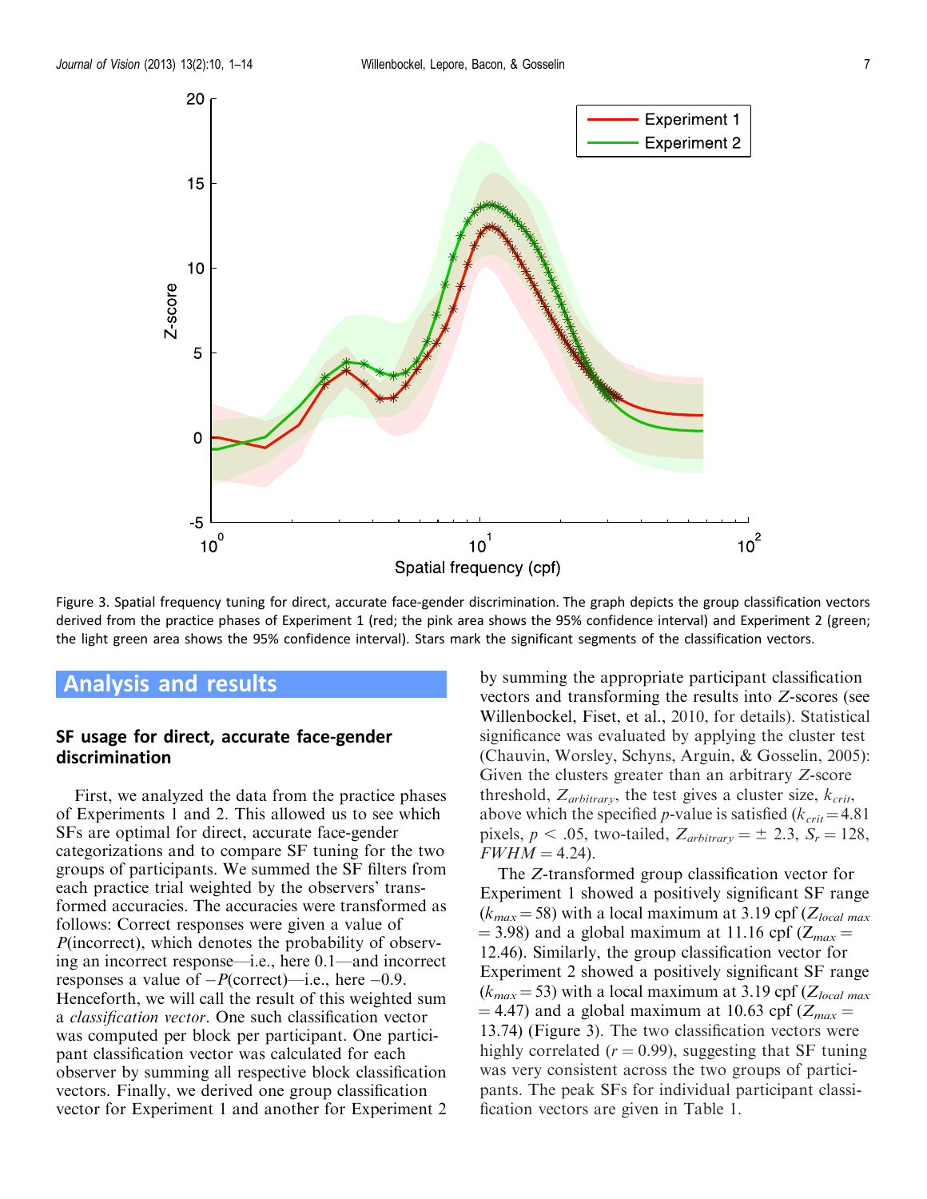Figure 3. Spatial frequency tuning for direct, accurate face-gender discrimination. The graph depicts the group classification vectors derived from the practice phases of Experiment 1 (red; the pink area shows the 95% confidence interval) and Experiment 2 (green; the light green area shows the 95% confidence interval). Stars mark the significant segments of the classification vectors.

## Analysis and results

### SF usage for direct, accurate face-gender discrimination

First, we analyzed the data from the practice phases of Experiments 1 and 2. This allowed us to see which SFs are optimal for direct, accurate face-gender categorizations and to compare SF tuning for the two groups of participants. We summed the SF filters from each practice trial weighted by the observers' transformed accuracies. The accuracies were transformed as follows: Correct responses were given a value of $P$(incorrect), which denotes the probability of observing an incorrect response—i.e., here 0.1—and incorrect responses a value of $-P$(correct)—i.e., here $-0.9$. Henceforth, we will call the result of this weighted sum a *classification vector*. One such classification vector was computed per block per participant. One participant classification vector was calculated for each observer by summing all respective block classification vectors. Finally, we derived one group classification vector for Experiment 1 and another for Experiment 2 by summing the appropriate participant classification vectors and transforming the results into $Z$-scores (see Willenbockel, Fiset, et al., 2010, for details). Statistical significance was evaluated by applying the cluster test (Chauvin, Worsley, Schyns, Arguin, & Gosselin, 2005): Given the clusters greater than an arbitrary $Z$-score threshold, $Z_{arbitrary}$, the test gives a cluster size, $k_{crit}$, above which the specified $p$-value is satisfied ($k_{crit} = 4.81$ pixels, $p < .05$, two-tailed, $Z_{arbitrary} = \pm\ 2.3$, $S_r = 128$, $FWHM = 4.24$).

The $Z$-transformed group classification vector for Experiment 1 showed a positively significant SF range ($k_{max} = 58$) with a local maximum at 3.19 cpf ($Z_{local\ max} = 3.98$) and a global maximum at 11.16 cpf ($Z_{max} = 12.46$). Similarly, the group classification vector for Experiment 2 showed a positively significant SF range ($k_{max} = 53$) with a local maximum at 3.19 cpf ($Z_{local\ max} = 4.47$) and a global maximum at 10.63 cpf ($Z_{max} = 13.74$) (Figure 3). The two classification vectors were highly correlated ($r = 0.99$), suggesting that SF tuning was very consistent across the two groups of participants. The peak SFs for individual participant classification vectors are given in Table 1.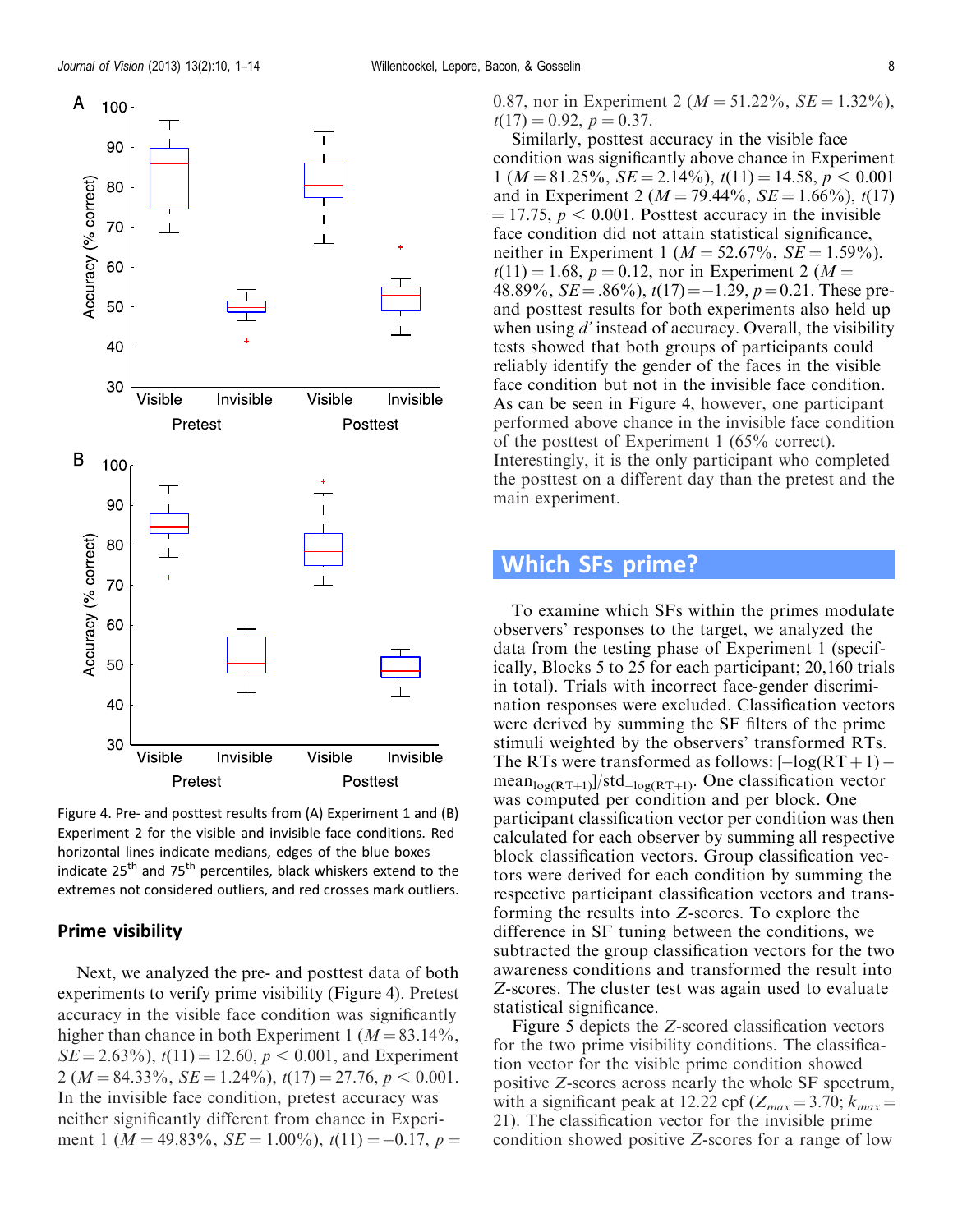Figure 4. Pre- and posttest results from (A) Experiment 1 and (B) Experiment 2 for the visible and invisible face conditions. Red horizontal lines indicate medians, edges of the blue boxes indicate 25th and 75th percentiles, black whiskers extend to the extremes not considered outliers, and red crosses mark outliers.

### Prime visibility

Next, we analyzed the pre- and posttest data of both experiments to verify prime visibility (Figure 4). Pretest accuracy in the visible face condition was significantly higher than chance in both Experiment 1 ($M = 83.14\%$, $SE = 2.63\%$), $t(11) = 12.60$, $p < 0.001$, and Experiment 2 ($M = 84.33\%$, $SE = 1.24\%$), $t(17) = 27.76$, $p < 0.001$. In the invisible face condition, pretest accuracy was neither significantly different from chance in Experiment 1 ($M = 49.83\%$, $SE = 1.00\%$), $t(11) = -0.17$, $p = 0.87$, nor in Experiment 2 ($M = 51.22\%$, $SE = 1.32\%$), $t(17) = 0.92$, $p = 0.37$.

Similarly, posttest accuracy in the visible face condition was significantly above chance in Experiment 1 ($M = 81.25\%$, $SE = 2.14\%$), $t(11) = 14.58$, $p < 0.001$ and in Experiment 2 ($M = 79.44\%$, $SE = 1.66\%$), $t(17) = 17.75$, $p < 0.001$. Posttest accuracy in the invisible face condition did not attain statistical significance, neither in Experiment 1 ($M = 52.67\%$, $SE = 1.59\%$), $t(11) = 1.68$, $p = 0.12$, nor in Experiment 2 ($M = 48.89\%$, $SE = .86\%$), $t(17) = -1.29$, $p = 0.21$. These pre- and posttest results for both experiments also held up when using *d'* instead of accuracy. Overall, the visibility tests showed that both groups of participants could reliably identify the gender of the faces in the visible face condition but not in the invisible face condition. As can be seen in Figure 4, however, one participant performed above chance in the invisible face condition of the posttest of Experiment 1 (65% correct). Interestingly, it is the only participant who completed the posttest on a different day than the pretest and the main experiment.

## Which SFs prime?

To examine which SFs within the primes modulate observers' responses to the target, we analyzed the data from the testing phase of Experiment 1 (specifically, Blocks 5 to 25 for each participant; 20,160 trials in total). Trials with incorrect face-gender discrimination responses were excluded. Classification vectors were derived by summing the SF filters of the prime stimuli weighted by the observers' transformed RTs. The RTs were transformed as follows: $[-\log(\mathrm{RT}+1) - \mathrm{mean}_{\log(\mathrm{RT}+1)}]/\mathrm{std}_{-\log(\mathrm{RT}+1)}$. One classification vector was computed per condition and per block. One participant classification vector per condition was then calculated for each observer by summing all respective block classification vectors. Group classification vectors were derived for each condition by summing the respective participant classification vectors and transforming the results into *Z*-scores. To explore the difference in SF tuning between the conditions, we subtracted the group classification vectors for the two awareness conditions and transformed the result into *Z*-scores. The cluster test was again used to evaluate statistical significance.

Figure 5 depicts the *Z*-scored classification vectors for the two prime visibility conditions. The classification vector for the visible prime condition showed positive *Z*-scores across nearly the whole SF spectrum, with a significant peak at 12.22 cpf ($Z_{max} = 3.70$; $k_{max} = 21$). The classification vector for the invisible prime condition showed positive *Z*-scores for a range of low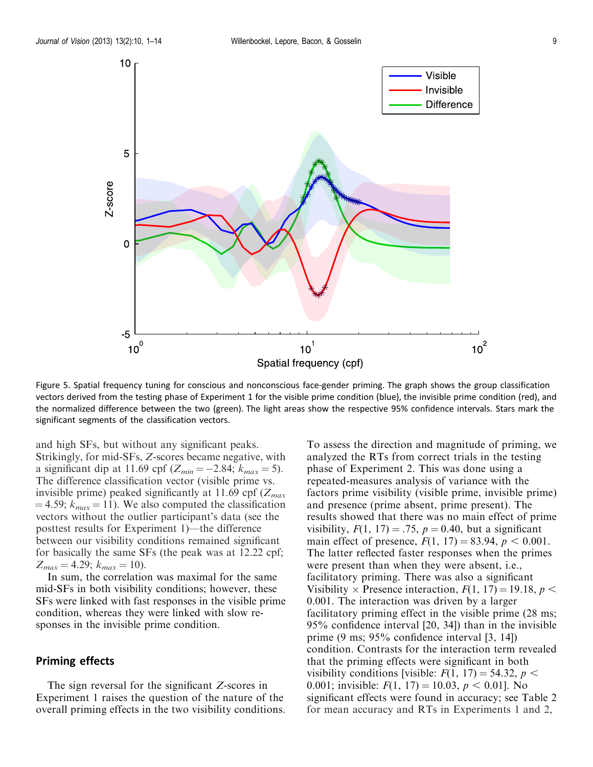Figure 5. Spatial frequency tuning for conscious and nonconscious face-gender priming. The graph shows the group classification vectors derived from the testing phase of Experiment 1 for the visible prime condition (blue), the invisible prime condition (red), and the normalized difference between the two (green). The light areas show the respective 95% confidence intervals. Stars mark the significant segments of the classification vectors.

and high SFs, but without any significant peaks. Strikingly, for mid-SFs, $Z$-scores became negative, with a significant dip at 11.69 cpf ($Z_{min} = -2.84$; $k_{max} = 5$). The difference classification vector (visible prime vs. invisible prime) peaked significantly at 11.69 cpf ($Z_{max} = 4.59$; $k_{max} = 11$). We also computed the classification vectors without the outlier participant's data (see the posttest results for Experiment 1)—the difference between our visibility conditions remained significant for basically the same SFs (the peak was at 12.22 cpf; $Z_{max} = 4.29$; $k_{max} = 10$).

In sum, the correlation was maximal for the same mid-SFs in both visibility conditions; however, these SFs were linked with fast responses in the visible prime condition, whereas they were linked with slow responses in the invisible prime condition.

## Priming effects

The sign reversal for the significant $Z$-scores in Experiment 1 raises the question of the nature of the overall priming effects in the two visibility conditions. To assess the direction and magnitude of priming, we analyzed the RTs from correct trials in the testing phase of Experiment 2. This was done using a repeated-measures analysis of variance with the factors prime visibility (visible prime, invisible prime) and presence (prime absent, prime present). The results showed that there was no main effect of prime visibility, $F(1, 17) = .75$, $p = 0.40$, but a significant main effect of presence, $F(1, 17) = 83.94$, $p < 0.001$. The latter reflected faster responses when the primes were present than when they were absent, i.e., facilitatory priming. There was also a significant Visibility $\times$ Presence interaction, $F(1, 17) = 19.18$, $p < 0.001$. The interaction was driven by a larger facilitatory priming effect in the visible prime (28 ms; 95% confidence interval [20, 34]) than in the invisible prime (9 ms; 95% confidence interval [3, 14]) condition. Contrasts for the interaction term revealed that the priming effects were significant in both visibility conditions [visible: $F(1, 17) = 54.32$, $p < 0.001$; invisible: $F(1, 17) = 10.03$, $p < 0.01$]. No significant effects were found in accuracy; see Table 2 for mean accuracy and RTs in Experiments 1 and 2,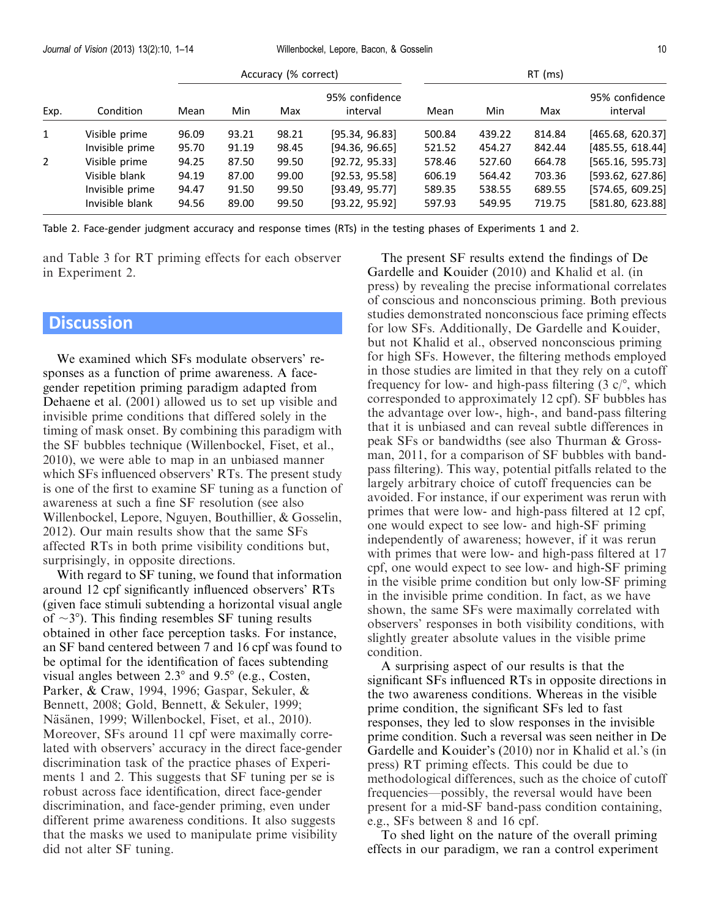| Exp. | Condition | Accuracy (% correct) | | | | RT (ms) | | | |
|---|---|---|---|---|---|---|---|---|---|
| | | Mean | Min | Max | 95% confidence interval | Mean | Min | Max | 95% confidence interval |
| 1 | Visible prime | 96.09 | 93.21 | 98.21 | [95.34, 96.83] | 500.84 | 439.22 | 814.84 | [465.68, 620.37] |
| | Invisible prime | 95.70 | 91.19 | 98.45 | [94.36, 96.65] | 521.52 | 454.27 | 842.44 | [485.55, 618.44] |
| 2 | Visible prime | 94.25 | 87.50 | 99.50 | [92.72, 95.33] | 578.46 | 527.60 | 664.78 | [565.16, 595.73] |
| | Visible blank | 94.19 | 87.00 | 99.00 | [92.53, 95.58] | 606.19 | 564.42 | 703.36 | [593.62, 627.86] |
| | Invisible prime | 94.47 | 91.50 | 99.50 | [93.49, 95.77] | 589.35 | 538.55 | 689.55 | [574.65, 609.25] |
| | Invisible blank | 94.56 | 89.00 | 99.50 | [93.22, 95.92] | 597.93 | 549.95 | 719.75 | [581.80, 623.88] |

Table 2. Face-gender judgment accuracy and response times (RTs) in the testing phases of Experiments 1 and 2.

and Table 3 for RT priming effects for each observer in Experiment 2.

## Discussion

We examined which SFs modulate observers' responses as a function of prime awareness. A face-gender repetition priming paradigm adapted from Dehaene et al. (2001) allowed us to set up visible and invisible prime conditions that differed solely in the timing of mask onset. By combining this paradigm with the SF bubbles technique (Willenbockel, Fiset, et al., 2010), we were able to map in an unbiased manner which SFs influenced observers' RTs. The present study is one of the first to examine SF tuning as a function of awareness at such a fine SF resolution (see also Willenbockel, Lepore, Nguyen, Bouthillier, & Gosselin, 2012). Our main results show that the same SFs affected RTs in both prime visibility conditions but, surprisingly, in opposite directions.

With regard to SF tuning, we found that information around 12 cpf significantly influenced observers' RTs (given face stimuli subtending a horizontal visual angle of ~3°). This finding resembles SF tuning results obtained in other face perception tasks. For instance, an SF band centered between 7 and 16 cpf was found to be optimal for the identification of faces subtending visual angles between 2.3° and 9.5° (e.g., Costen, Parker, & Craw, 1994, 1996; Gaspar, Sekuler, & Bennett, 2008; Gold, Bennett, & Sekuler, 1999; Näsänen, 1999; Willenbockel, Fiset, et al., 2010). Moreover, SFs around 11 cpf were maximally correlated with observers' accuracy in the direct face-gender discrimination task of the practice phases of Experiments 1 and 2. This suggests that SF tuning per se is robust across face identification, direct face-gender discrimination, and face-gender priming, even under different prime awareness conditions. It also suggests that the masks we used to manipulate prime visibility did not alter SF tuning.

The present SF results extend the findings of De Gardelle and Kouider (2010) and Khalid et al. (in press) by revealing the precise informational correlates of conscious and nonconscious priming. Both previous studies demonstrated nonconscious face priming effects for low SFs. Additionally, De Gardelle and Kouider, but not Khalid et al., observed nonconscious priming for high SFs. However, the filtering methods employed in those studies are limited in that they rely on a cutoff frequency for low- and high-pass filtering (3 c/°, which corresponded to approximately 12 cpf). SF bubbles has the advantage over low-, high-, and band-pass filtering that it is unbiased and can reveal subtle differences in peak SFs or bandwidths (see also Thurman & Grossman, 2011, for a comparison of SF bubbles with band-pass filtering). This way, potential pitfalls related to the largely arbitrary choice of cutoff frequencies can be avoided. For instance, if our experiment was rerun with primes that were low- and high-pass filtered at 12 cpf, one would expect to see low- and high-SF priming independently of awareness; however, if it was rerun with primes that were low- and high-pass filtered at 17 cpf, one would expect to see low- and high-SF priming in the visible prime condition but only low-SF priming in the invisible prime condition. In fact, as we have shown, the same SFs were maximally correlated with observers' responses in both visibility conditions, with slightly greater absolute values in the visible prime condition.

A surprising aspect of our results is that the significant SFs influenced RTs in opposite directions in the two awareness conditions. Whereas in the visible prime condition, the significant SFs led to fast responses, they led to slow responses in the invisible prime condition. Such a reversal was seen neither in De Gardelle and Kouider's (2010) nor in Khalid et al.'s (in press) RT priming effects. This could be due to methodological differences, such as the choice of cutoff frequencies—possibly, the reversal would have been present for a mid-SF band-pass condition containing, e.g., SFs between 8 and 16 cpf.

To shed light on the nature of the overall priming effects in our paradigm, we ran a control experiment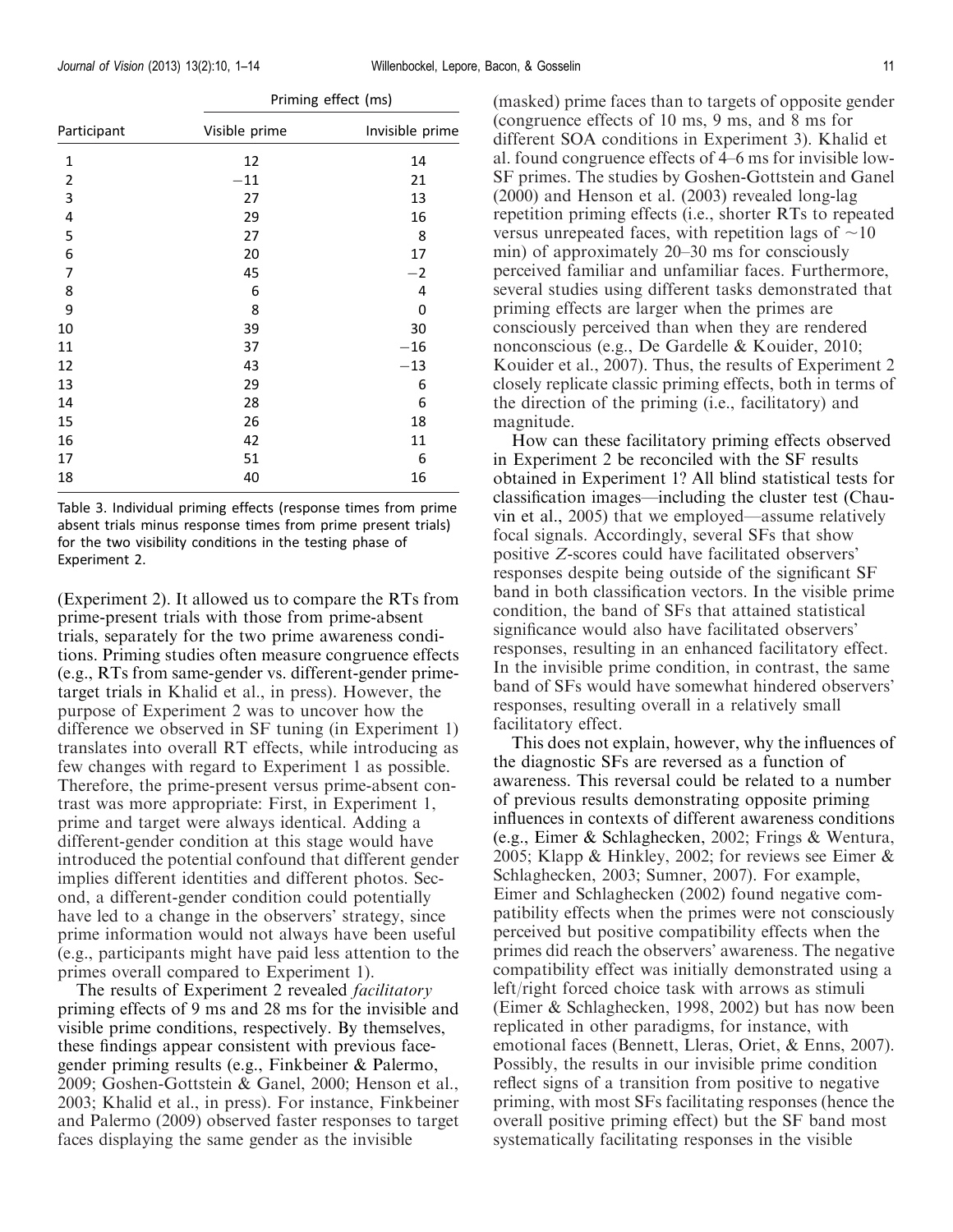| Participant | Priming effect (ms) | |
|---|---|---|
| | Visible prime | Invisible prime |
| 1 | 12 | 14 |
| 2 | −11 | 21 |
| 3 | 27 | 13 |
| 4 | 29 | 16 |
| 5 | 27 | 8 |
| 6 | 20 | 17 |
| 7 | 45 | −2 |
| 8 | 6 | 4 |
| 9 | 8 | 0 |
| 10 | 39 | 30 |
| 11 | 37 | −16 |
| 12 | 43 | −13 |
| 13 | 29 | 6 |
| 14 | 28 | 6 |
| 15 | 26 | 18 |
| 16 | 42 | 11 |
| 17 | 51 | 6 |
| 18 | 40 | 16 |

Table 3. Individual priming effects (response times from prime absent trials minus response times from prime present trials) for the two visibility conditions in the testing phase of Experiment 2.

(Experiment 2). It allowed us to compare the RTs from prime-present trials with those from prime-absent trials, separately for the two prime awareness conditions. Priming studies often measure congruence effects (e.g., RTs from same-gender vs. different-gender prime-target trials in Khalid et al., in press). However, the purpose of Experiment 2 was to uncover how the difference we observed in SF tuning (in Experiment 1) translates into overall RT effects, while introducing as few changes with regard to Experiment 1 as possible. Therefore, the prime-present versus prime-absent contrast was more appropriate: First, in Experiment 1, prime and target were always identical. Adding a different-gender condition at this stage would have introduced the potential confound that different gender implies different identities and different photos. Second, a different-gender condition could potentially have led to a change in the observers' strategy, since prime information would not always have been useful (e.g., participants might have paid less attention to the primes overall compared to Experiment 1).

The results of Experiment 2 revealed *facilitatory* priming effects of 9 ms and 28 ms for the invisible and visible prime conditions, respectively. By themselves, these findings appear consistent with previous face-gender priming results (e.g., Finkbeiner & Palermo, 2009; Goshen-Gottstein & Ganel, 2000; Henson et al., 2003; Khalid et al., in press). For instance, Finkbeiner and Palermo (2009) observed faster responses to target faces displaying the same gender as the invisible (masked) prime faces than to targets of opposite gender (congruence effects of 10 ms, 9 ms, and 8 ms for different SOA conditions in Experiment 3). Khalid et al. found congruence effects of 4–6 ms for invisible low-SF primes. The studies by Goshen-Gottstein and Ganel (2000) and Henson et al. (2003) revealed long-lag repetition priming effects (i.e., shorter RTs to repeated versus unrepeated faces, with repetition lags of ~10 min) of approximately 20–30 ms for consciously perceived familiar and unfamiliar faces. Furthermore, several studies using different tasks demonstrated that priming effects are larger when the primes are consciously perceived than when they are rendered nonconscious (e.g., De Gardelle & Kouider, 2010; Kouider et al., 2007). Thus, the results of Experiment 2 closely replicate classic priming effects, both in terms of the direction of the priming (i.e., facilitatory) and magnitude.

How can these facilitatory priming effects observed in Experiment 2 be reconciled with the SF results obtained in Experiment 1? All blind statistical tests for classification images—including the cluster test (Chauvin et al., 2005) that we employed—assume relatively focal signals. Accordingly, several SFs that show positive $Z$-scores could have facilitated observers' responses despite being outside of the significant SF band in both classification vectors. In the visible prime condition, the band of SFs that attained statistical significance would also have facilitated observers' responses, resulting in an enhanced facilitatory effect. In the invisible prime condition, in contrast, the same band of SFs would have somewhat hindered observers' responses, resulting overall in a relatively small facilitatory effect.

This does not explain, however, why the influences of the diagnostic SFs are reversed as a function of awareness. This reversal could be related to a number of previous results demonstrating opposite priming influences in contexts of different awareness conditions (e.g., Eimer & Schlaghecken, 2002; Frings & Wentura, 2005; Klapp & Hinkley, 2002; for reviews see Eimer & Schlaghecken, 2003; Sumner, 2007). For example, Eimer and Schlaghecken (2002) found negative compatibility effects when the primes were not consciously perceived but positive compatibility effects when the primes did reach the observers' awareness. The negative compatibility effect was initially demonstrated using a left/right forced choice task with arrows as stimuli (Eimer & Schlaghecken, 1998, 2002) but has now been replicated in other paradigms, for instance, with emotional faces (Bennett, Lleras, Oriet, & Enns, 2007). Possibly, the results in our invisible prime condition reflect signs of a transition from positive to negative priming, with most SFs facilitating responses (hence the overall positive priming effect) but the SF band most systematically facilitating responses in the visible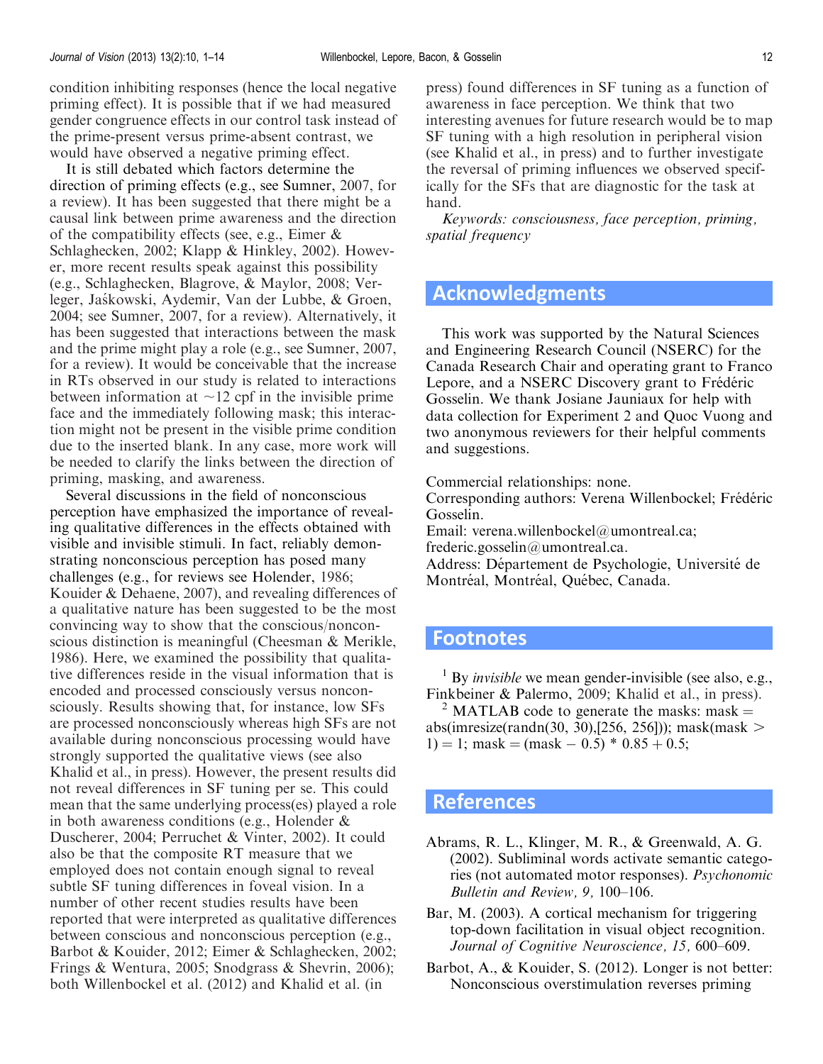condition inhibiting responses (hence the local negative priming effect). It is possible that if we had measured gender congruence effects in our control task instead of the prime-present versus prime-absent contrast, we would have observed a negative priming effect.

It is still debated which factors determine the direction of priming effects (e.g., see Sumner, 2007, for a review). It has been suggested that there might be a causal link between prime awareness and the direction of the compatibility effects (see, e.g., Eimer & Schlaghecken, 2002; Klapp & Hinkley, 2002). However, more recent results speak against this possibility (e.g., Schlaghecken, Blagrove, & Maylor, 2008; Verleger, Jaśkowski, Aydemir, Van der Lubbe, & Groen, 2004; see Sumner, 2007, for a review). Alternatively, it has been suggested that interactions between the mask and the prime might play a role (e.g., see Sumner, 2007, for a review). It would be conceivable that the increase in RTs observed in our study is related to interactions between information at ~12 cpf in the invisible prime face and the immediately following mask; this interaction might not be present in the visible prime condition due to the inserted blank. In any case, more work will be needed to clarify the links between the direction of priming, masking, and awareness.

Several discussions in the field of nonconscious perception have emphasized the importance of revealing qualitative differences in the effects obtained with visible and invisible stimuli. In fact, reliably demonstrating nonconscious perception has posed many challenges (e.g., for reviews see Holender, 1986; Kouider & Dehaene, 2007), and revealing differences of a qualitative nature has been suggested to be the most convincing way to show that the conscious/nonconscious distinction is meaningful (Cheesman & Merikle, 1986). Here, we examined the possibility that qualitative differences reside in the visual information that is encoded and processed consciously versus nonconsciously. Results showing that, for instance, low SFs are processed nonconsciously whereas high SFs are not available during nonconscious processing would have strongly supported the qualitative views (see also Khalid et al., in press). However, the present results did not reveal differences in SF tuning per se. This could mean that the same underlying process(es) played a role in both awareness conditions (e.g., Holender & Duscherer, 2004; Perruchet & Vinter, 2002). It could also be that the composite RT measure that we employed does not contain enough signal to reveal subtle SF tuning differences in foveal vision. In a number of other recent studies results have been reported that were interpreted as qualitative differences between conscious and nonconscious perception (e.g., Barbot & Kouider, 2012; Eimer & Schlaghecken, 2002; Frings & Wentura, 2005; Snodgrass & Shevrin, 2006); both Willenbockel et al. (2012) and Khalid et al. (in press) found differences in SF tuning as a function of awareness in face perception. We think that two interesting avenues for future research would be to map SF tuning with a high resolution in peripheral vision (see Khalid et al., in press) and to further investigate the reversal of priming influences we observed specifically for the SFs that are diagnostic for the task at hand.

*Keywords: consciousness, face perception, priming, spatial frequency*

## Acknowledgments

This work was supported by the Natural Sciences and Engineering Research Council (NSERC) for the Canada Research Chair and operating grant to Franco Lepore, and a NSERC Discovery grant to Frédéric Gosselin. We thank Josiane Jauniaux for help with data collection for Experiment 2 and Quoc Vuong and two anonymous reviewers for their helpful comments and suggestions.

Commercial relationships: none.
Corresponding authors: Verena Willenbockel; Frédéric Gosselin.
Email: verena.willenbockel@umontreal.ca; frederic.gosselin@umontreal.ca.
Address: Département de Psychologie, Université de Montréal, Montréal, Québec, Canada.

## Footnotes

[1] By *invisible* we mean gender-invisible (see also, e.g., Finkbeiner & Palermo, 2009; Khalid et al., in press).

[2] MATLAB code to generate the masks: mask = abs(imresize(randn(30, 30),[256, 256])); mask(mask > 1) = 1; mask = (mask − 0.5) * 0.85 + 0.5;

## References

Abrams, R. L., Klinger, M. R., & Greenwald, A. G. (2002). Subliminal words activate semantic categories (not automated motor responses). *Psychonomic Bulletin and Review, 9,* 100–106.

Bar, M. (2003). A cortical mechanism for triggering top-down facilitation in visual object recognition. *Journal of Cognitive Neuroscience, 15,* 600–609.

Barbot, A., & Kouider, S. (2012). Longer is not better: Nonconscious overstimulation reverses priming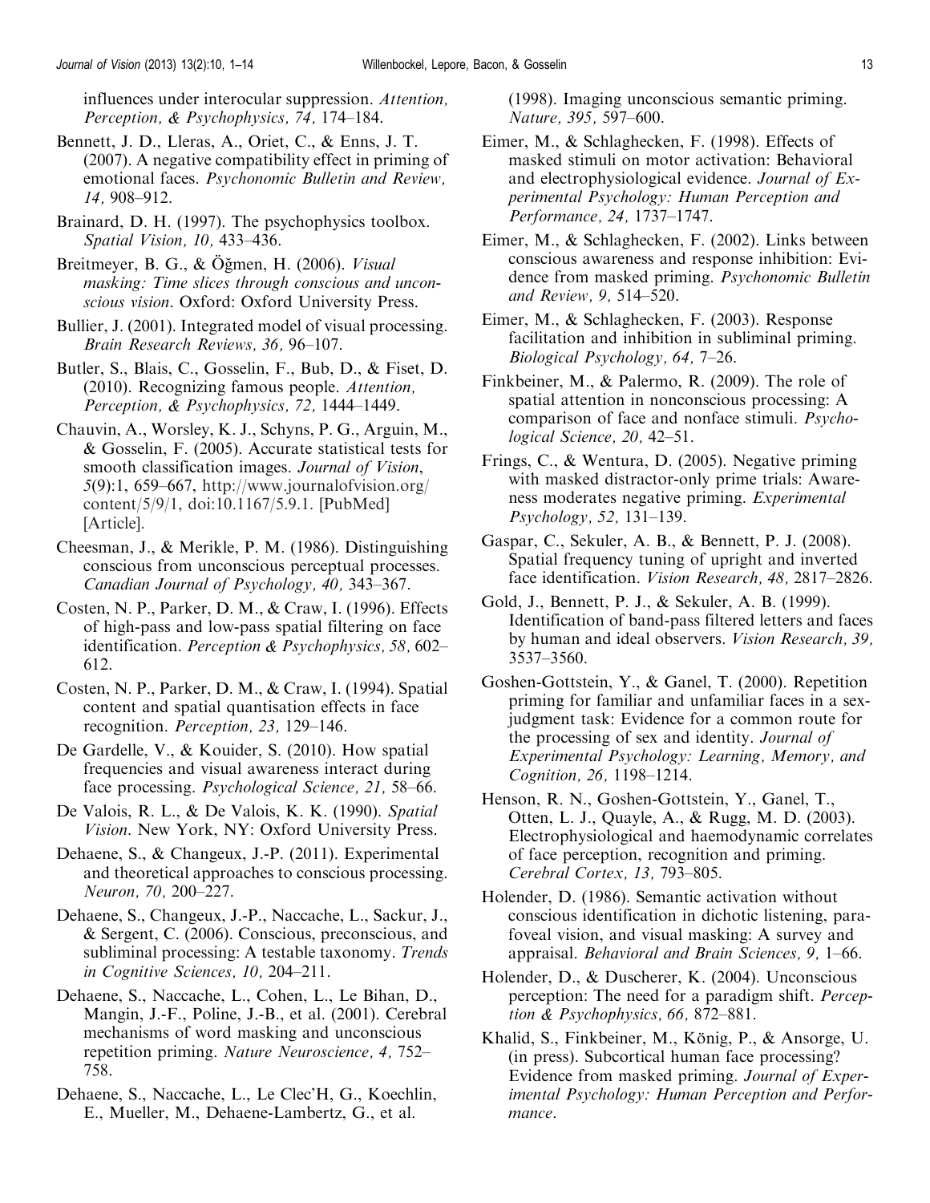influences under interocular suppression. *Attention, Perception, & Psychophysics, 74,* 174–184.

Bennett, J. D., Lleras, A., Oriet, C., & Enns, J. T. (2007). A negative compatibility effect in priming of emotional faces. *Psychonomic Bulletin and Review, 14,* 908–912.

Brainard, D. H. (1997). The psychophysics toolbox. *Spatial Vision, 10,* 433–436.

Breitmeyer, B. G., & Öğmen, H. (2006). *Visual masking: Time slices through conscious and unconscious vision*. Oxford: Oxford University Press.

Bullier, J. (2001). Integrated model of visual processing. *Brain Research Reviews, 36,* 96–107.

Butler, S., Blais, C., Gosselin, F., Bub, D., & Fiset, D. (2010). Recognizing famous people. *Attention, Perception, & Psychophysics, 72,* 1444–1449.

Chauvin, A., Worsley, K. J., Schyns, P. G., Arguin, M., & Gosselin, F. (2005). Accurate statistical tests for smooth classification images. *Journal of Vision, 5*(9):1, 659–667, http://www.journalofvision.org/content/5/9/1, doi:10.1167/5.9.1. [PubMed] [Article].

Cheesman, J., & Merikle, P. M. (1986). Distinguishing conscious from unconscious perceptual processes. *Canadian Journal of Psychology, 40,* 343–367.

Costen, N. P., Parker, D. M., & Craw, I. (1996). Effects of high-pass and low-pass spatial filtering on face identification. *Perception & Psychophysics, 58,* 602–612.

Costen, N. P., Parker, D. M., & Craw, I. (1994). Spatial content and spatial quantisation effects in face recognition. *Perception, 23,* 129–146.

De Gardelle, V., & Kouider, S. (2010). How spatial frequencies and visual awareness interact during face processing. *Psychological Science, 21,* 58–66.

De Valois, R. L., & De Valois, K. K. (1990). *Spatial Vision*. New York, NY: Oxford University Press.

Dehaene, S., & Changeux, J.-P. (2011). Experimental and theoretical approaches to conscious processing. *Neuron, 70,* 200–227.

Dehaene, S., Changeux, J.-P., Naccache, L., Sackur, J., & Sergent, C. (2006). Conscious, preconscious, and subliminal processing: A testable taxonomy. *Trends in Cognitive Sciences, 10,* 204–211.

Dehaene, S., Naccache, L., Cohen, L., Le Bihan, D., Mangin, J.-F., Poline, J.-B., et al. (2001). Cerebral mechanisms of word masking and unconscious repetition priming. *Nature Neuroscience, 4,* 752–758.

Dehaene, S., Naccache, L., Le Clec'H, G., Koechlin, E., Mueller, M., Dehaene-Lambertz, G., et al. (1998). Imaging unconscious semantic priming. *Nature, 395,* 597–600.

Eimer, M., & Schlaghecken, F. (1998). Effects of masked stimuli on motor activation: Behavioral and electrophysiological evidence. *Journal of Experimental Psychology: Human Perception and Performance, 24,* 1737–1747.

Eimer, M., & Schlaghecken, F. (2002). Links between conscious awareness and response inhibition: Evidence from masked priming. *Psychonomic Bulletin and Review, 9,* 514–520.

Eimer, M., & Schlaghecken, F. (2003). Response facilitation and inhibition in subliminal priming. *Biological Psychology, 64,* 7–26.

Finkbeiner, M., & Palermo, R. (2009). The role of spatial attention in nonconscious processing: A comparison of face and nonface stimuli. *Psychological Science, 20,* 42–51.

Frings, C., & Wentura, D. (2005). Negative priming with masked distractor-only prime trials: Awareness moderates negative priming. *Experimental Psychology, 52,* 131–139.

Gaspar, C., Sekuler, A. B., & Bennett, P. J. (2008). Spatial frequency tuning of upright and inverted face identification. *Vision Research, 48,* 2817–2826.

Gold, J., Bennett, P. J., & Sekuler, A. B. (1999). Identification of band-pass filtered letters and faces by human and ideal observers. *Vision Research, 39,* 3537–3560.

Goshen-Gottstein, Y., & Ganel, T. (2000). Repetition priming for familiar and unfamiliar faces in a sex-judgment task: Evidence for a common route for the processing of sex and identity. *Journal of Experimental Psychology: Learning, Memory, and Cognition, 26,* 1198–1214.

Henson, R. N., Goshen-Gottstein, Y., Ganel, T., Otten, L. J., Quayle, A., & Rugg, M. D. (2003). Electrophysiological and haemodynamic correlates of face perception, recognition and priming. *Cerebral Cortex, 13,* 793–805.

Holender, D. (1986). Semantic activation without conscious identification in dichotic listening, parafoveal vision, and visual masking: A survey and appraisal. *Behavioral and Brain Sciences, 9,* 1–66.

Holender, D., & Duscherer, K. (2004). Unconscious perception: The need for a paradigm shift. *Perception & Psychophysics, 66,* 872–881.

Khalid, S., Finkbeiner, M., König, P., & Ansorge, U. (in press). Subcortical human face processing? Evidence from masked priming. *Journal of Experimental Psychology: Human Perception and Performance*.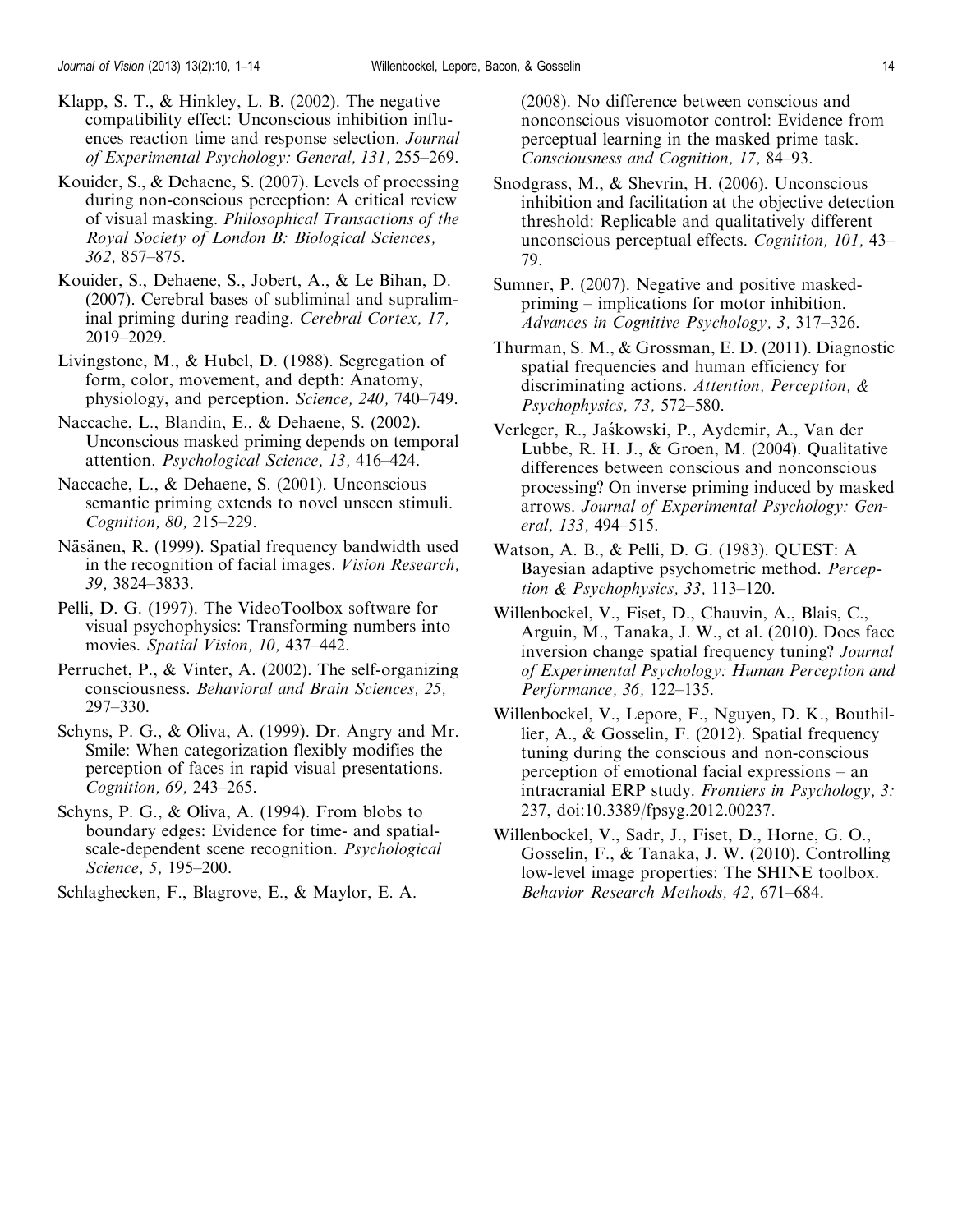Klapp, S. T., & Hinkley, L. B. (2002). The negative compatibility effect: Unconscious inhibition influences reaction time and response selection. *Journal of Experimental Psychology: General, 131,* 255–269.

Kouider, S., & Dehaene, S. (2007). Levels of processing during non-conscious perception: A critical review of visual masking. *Philosophical Transactions of the Royal Society of London B: Biological Sciences, 362,* 857–875.

Kouider, S., Dehaene, S., Jobert, A., & Le Bihan, D. (2007). Cerebral bases of subliminal and supraliminal priming during reading. *Cerebral Cortex, 17,* 2019–2029.

Livingstone, M., & Hubel, D. (1988). Segregation of form, color, movement, and depth: Anatomy, physiology, and perception. *Science, 240,* 740–749.

Naccache, L., Blandin, E., & Dehaene, S. (2002). Unconscious masked priming depends on temporal attention. *Psychological Science, 13,* 416–424.

Naccache, L., & Dehaene, S. (2001). Unconscious semantic priming extends to novel unseen stimuli. *Cognition, 80,* 215–229.

Näsänen, R. (1999). Spatial frequency bandwidth used in the recognition of facial images. *Vision Research, 39,* 3824–3833.

Pelli, D. G. (1997). The VideoToolbox software for visual psychophysics: Transforming numbers into movies. *Spatial Vision, 10,* 437–442.

Perruchet, P., & Vinter, A. (2002). The self-organizing consciousness. *Behavioral and Brain Sciences, 25,* 297–330.

Schyns, P. G., & Oliva, A. (1999). Dr. Angry and Mr. Smile: When categorization flexibly modifies the perception of faces in rapid visual presentations. *Cognition, 69,* 243–265.

Schyns, P. G., & Oliva, A. (1994). From blobs to boundary edges: Evidence for time- and spatial-scale-dependent scene recognition. *Psychological Science, 5,* 195–200.

Schlaghecken, F., Blagrove, E., & Maylor, E. A. (2008). No difference between conscious and nonconscious visuomotor control: Evidence from perceptual learning in the masked prime task. *Consciousness and Cognition, 17,* 84–93.

Snodgrass, M., & Shevrin, H. (2006). Unconscious inhibition and facilitation at the objective detection threshold: Replicable and qualitatively different unconscious perceptual effects. *Cognition, 101,* 43–79.

Sumner, P. (2007). Negative and positive masked-priming – implications for motor inhibition. *Advances in Cognitive Psychology, 3,* 317–326.

Thurman, S. M., & Grossman, E. D. (2011). Diagnostic spatial frequencies and human efficiency for discriminating actions. *Attention, Perception, & Psychophysics, 73,* 572–580.

Verleger, R., Jaśkowski, P., Aydemir, A., Van der Lubbe, R. H. J., & Groen, M. (2004). Qualitative differences between conscious and nonconscious processing? On inverse priming induced by masked arrows. *Journal of Experimental Psychology: General, 133,* 494–515.

Watson, A. B., & Pelli, D. G. (1983). QUEST: A Bayesian adaptive psychometric method. *Perception & Psychophysics, 33,* 113–120.

Willenbockel, V., Fiset, D., Chauvin, A., Blais, C., Arguin, M., Tanaka, J. W., et al. (2010). Does face inversion change spatial frequency tuning? *Journal of Experimental Psychology: Human Perception and Performance, 36,* 122–135.

Willenbockel, V., Lepore, F., Nguyen, D. K., Bouthillier, A., & Gosselin, F. (2012). Spatial frequency tuning during the conscious and non-conscious perception of emotional facial expressions – an intracranial ERP study. *Frontiers in Psychology, 3:* 237, doi:10.3389/fpsyg.2012.00237.

Willenbockel, V., Sadr, J., Fiset, D., Horne, G. O., Gosselin, F., & Tanaka, J. W. (2010). Controlling low-level image properties: The SHINE toolbox. *Behavior Research Methods, 42,* 671–684.